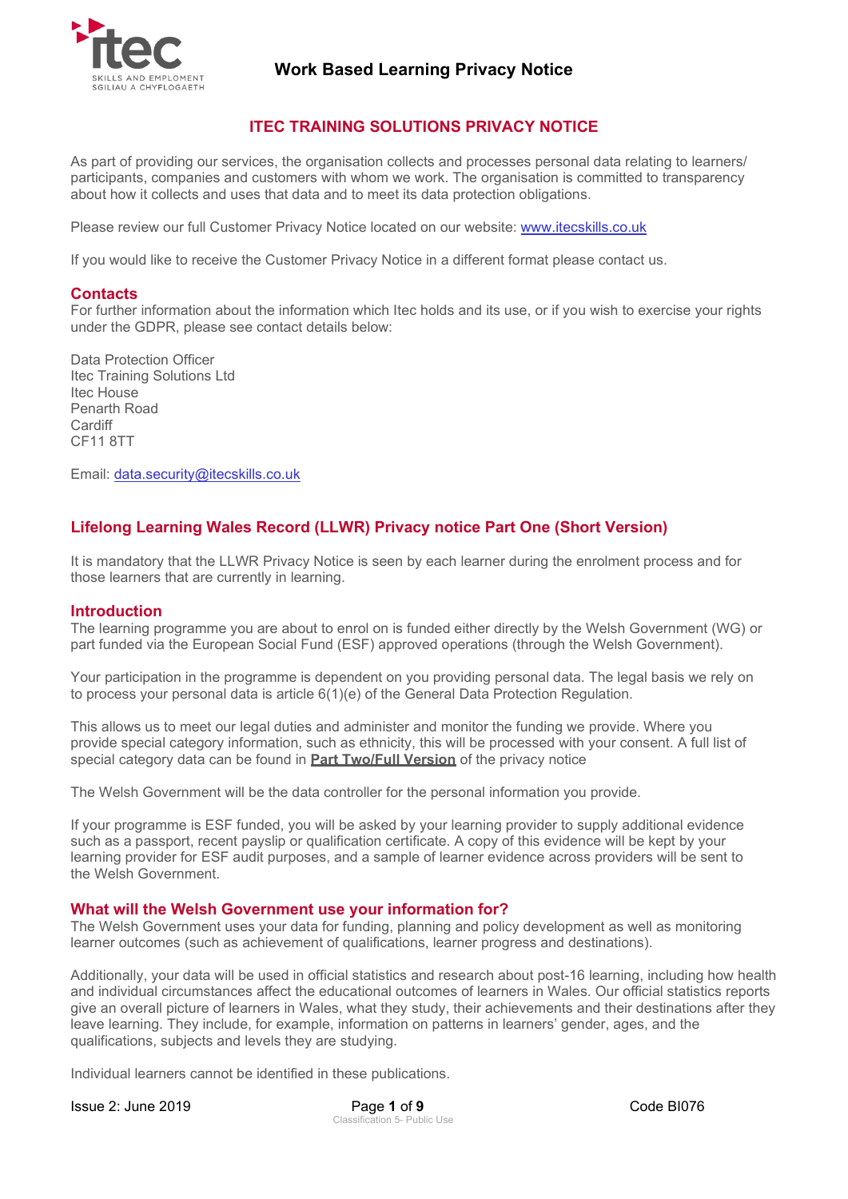# Work Based Learning Privacy Notice

## ITEC TRAINING SOLUTIONS PRIVACY NOTICE

As part of providing our services, the organisation collects and processes personal data relating to learners/ participants, companies and customers with whom we work. The organisation is committed to transparency about how it collects and uses that data and to meet its data protection obligations.

Please review our full Customer Privacy Notice located on our website: [www.itecskills.co.uk](http://www.itecskills.co.uk)

If you would like to receive the Customer Privacy Notice in a different format please contact us.

### Contacts

For further information about the information which Itec holds and its use, or if you wish to exercise your rights under the GDPR, please see contact details below:

Data Protection Officer
Itec Training Solutions Ltd
Itec House
Penarth Road
Cardiff
CF11 8TT

Email: [data.security@itecskills.co.uk](mailto:data.security@itecskills.co.uk)

## Lifelong Learning Wales Record (LLWR) Privacy notice Part One (Short Version)

It is mandatory that the LLWR Privacy Notice is seen by each learner during the enrolment process and for those learners that are currently in learning.

### Introduction

The learning programme you are about to enrol on is funded either directly by the Welsh Government (WG) or part funded via the European Social Fund (ESF) approved operations (through the Welsh Government).

Your participation in the programme is dependent on you providing personal data. The legal basis we rely on to process your personal data is article 6(1)(e) of the General Data Protection Regulation.

This allows us to meet our legal duties and administer and monitor the funding we provide. Where you provide special category information, such as ethnicity, this will be processed with your consent. A full list of special category data can be found in **Part Two/Full Version** of the privacy notice

The Welsh Government will be the data controller for the personal information you provide.

If your programme is ESF funded, you will be asked by your learning provider to supply additional evidence such as a passport, recent payslip or qualification certificate. A copy of this evidence will be kept by your learning provider for ESF audit purposes, and a sample of learner evidence across providers will be sent to the Welsh Government.

### What will the Welsh Government use your information for?

The Welsh Government uses your data for funding, planning and policy development as well as monitoring learner outcomes (such as achievement of qualifications, learner progress and destinations).

Additionally, your data will be used in official statistics and research about post-16 learning, including how health and individual circumstances affect the educational outcomes of learners in Wales. Our official statistics reports give an overall picture of learners in Wales, what they study, their achievements and their destinations after they leave learning. They include, for example, information on patterns in learners' gender, ages, and the qualifications, subjects and levels they are studying.

Individual learners cannot be identified in these publications.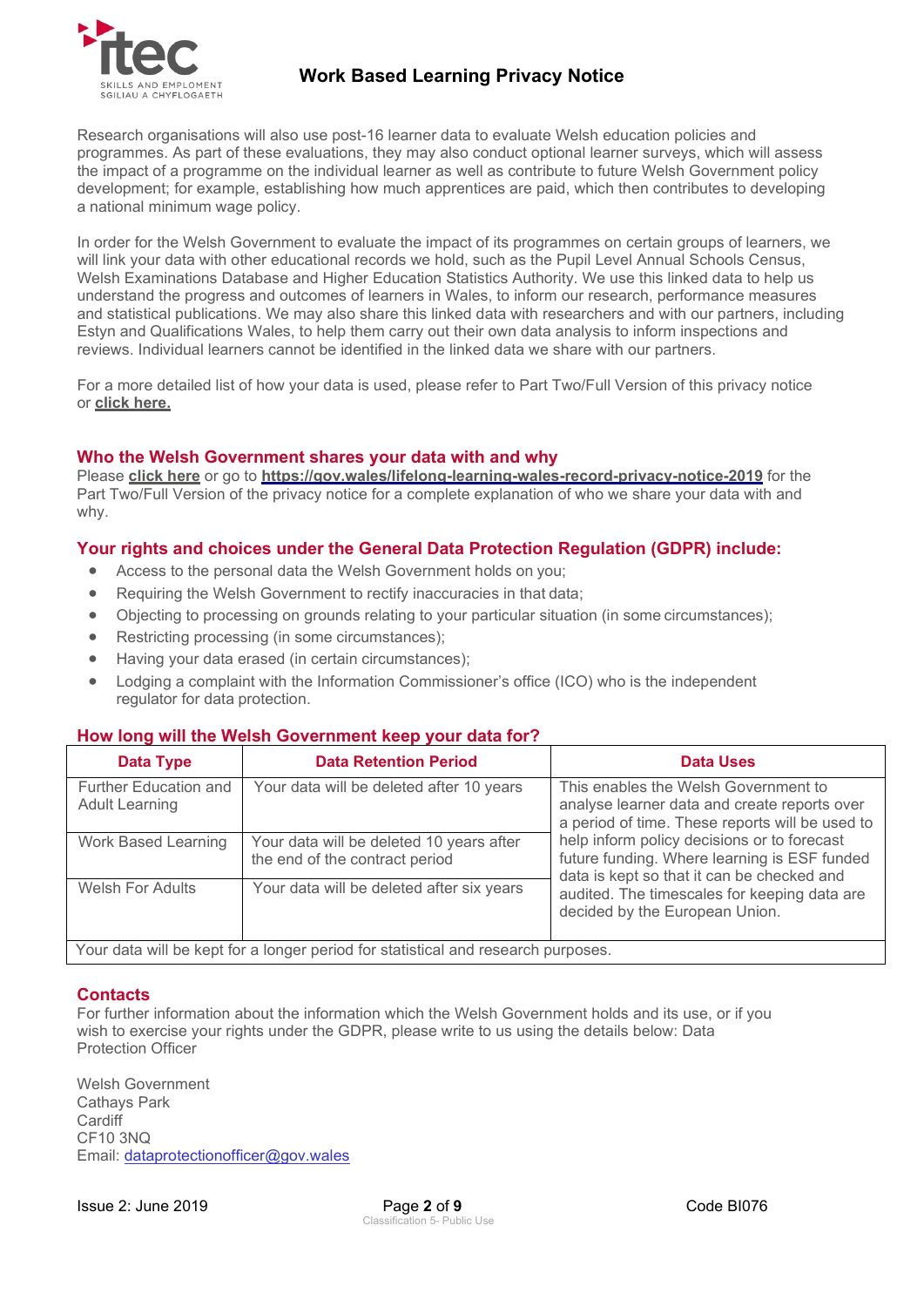Research organisations will also use post-16 learner data to evaluate Welsh education policies and programmes. As part of these evaluations, they may also conduct optional learner surveys, which will assess the impact of a programme on the individual learner as well as contribute to future Welsh Government policy development; for example, establishing how much apprentices are paid, which then contributes to developing a national minimum wage policy.

In order for the Welsh Government to evaluate the impact of its programmes on certain groups of learners, we will link your data with other educational records we hold, such as the Pupil Level Annual Schools Census, Welsh Examinations Database and Higher Education Statistics Authority. We use this linked data to help us understand the progress and outcomes of learners in Wales, to inform our research, performance measures and statistical publications. We may also share this linked data with researchers and with our partners, including Estyn and Qualifications Wales, to help them carry out their own data analysis to inform inspections and reviews. Individual learners cannot be identified in the linked data we share with our partners.

For a more detailed list of how your data is used, please refer to Part Two/Full Version of this privacy notice or **click here.**

## Who the Welsh Government shares your data with and why

Please **click here** or go to **https://gov.wales/lifelong-learning-wales-record-privacy-notice-2019** for the Part Two/Full Version of the privacy notice for a complete explanation of who we share your data with and why.

## Your rights and choices under the General Data Protection Regulation (GDPR) include:

- Access to the personal data the Welsh Government holds on you;
- Requiring the Welsh Government to rectify inaccuracies in that data;
- Objecting to processing on grounds relating to your particular situation (in some circumstances);
- Restricting processing (in some circumstances);
- Having your data erased (in certain circumstances);
- Lodging a complaint with the Information Commissioner's office (ICO) who is the independent regulator for data protection.

## How long will the Welsh Government keep your data for?

| Data Type | Data Retention Period | Data Uses |
|---|---|---|
| Further Education and Adult Learning | Your data will be deleted after 10 years | This enables the Welsh Government to analyse learner data and create reports over a period of time. These reports will be used to help inform policy decisions or to forecast future funding. Where learning is ESF funded data is kept so that it can be checked and audited. The timescales for keeping data are decided by the European Union. |
| Work Based Learning | Your data will be deleted 10 years after the end of the contract period | |
| Welsh For Adults | Your data will be deleted after six years | |
| Your data will be kept for a longer period for statistical and research purposes. | | |

## Contacts

For further information about the information which the Welsh Government holds and its use, or if you wish to exercise your rights under the GDPR, please write to us using the details below: Data Protection Officer

Welsh Government
Cathays Park
Cardiff
CF10 3NQ
Email: dataprotectionofficer@gov.wales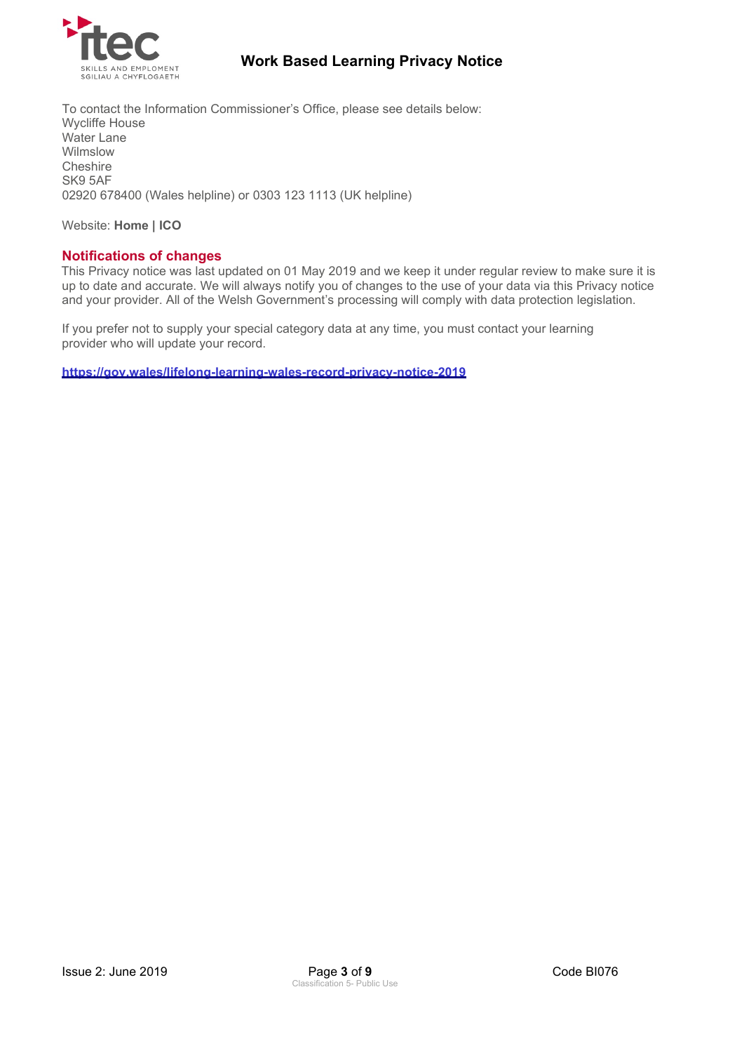To contact the Information Commissioner's Office, please see details below:
Wycliffe House
Water Lane
Wilmslow
Cheshire
SK9 5AF
02920 678400 (Wales helpline) or 0303 123 1113 (UK helpline)

Website: **Home | ICO**

## Notifications of changes

This Privacy notice was last updated on 01 May 2019 and we keep it under regular review to make sure it is up to date and accurate. We will always notify you of changes to the use of your data via this Privacy notice and your provider. All of the Welsh Government's processing will comply with data protection legislation.

If you prefer not to supply your special category data at any time, you must contact your learning provider who will update your record.

**https://gov.wales/lifelong-learning-wales-record-privacy-notice-2019**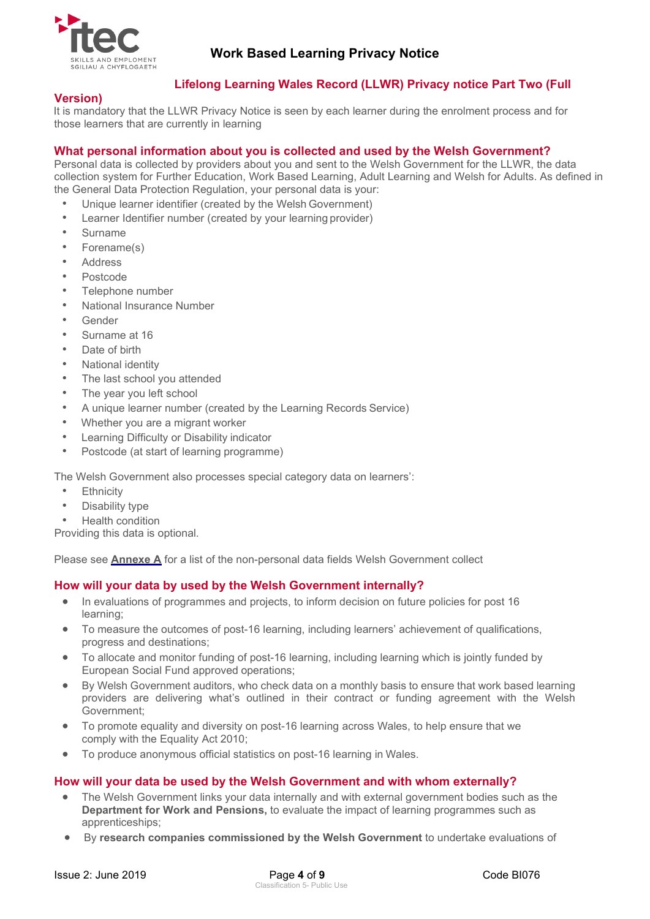# Work Based Learning Privacy Notice

## Lifelong Learning Wales Record (LLWR) Privacy notice Part Two (Full Version)

It is mandatory that the LLWR Privacy Notice is seen by each learner during the enrolment process and for those learners that are currently in learning

## What personal information about you is collected and used by the Welsh Government?

Personal data is collected by providers about you and sent to the Welsh Government for the LLWR, the data collection system for Further Education, Work Based Learning, Adult Learning and Welsh for Adults. As defined in the General Data Protection Regulation, your personal data is your:

- Unique learner identifier (created by the Welsh Government)
- Learner Identifier number (created by your learning provider)
- Surname
- Forename(s)
- Address
- Postcode
- Telephone number
- National Insurance Number
- Gender
- Surname at 16
- Date of birth
- National identity
- The last school you attended
- The year you left school
- A unique learner number (created by the Learning Records Service)
- Whether you are a migrant worker
- Learning Difficulty or Disability indicator
- Postcode (at start of learning programme)

The Welsh Government also processes special category data on learners':

- Ethnicity
- Disability type
- Health condition

Providing this data is optional.

Please see **Annexe A** for a list of the non-personal data fields Welsh Government collect

## How will your data by used by the Welsh Government internally?

- In evaluations of programmes and projects, to inform decision on future policies for post 16 learning;
- To measure the outcomes of post-16 learning, including learners' achievement of qualifications, progress and destinations;
- To allocate and monitor funding of post-16 learning, including learning which is jointly funded by European Social Fund approved operations;
- By Welsh Government auditors, who check data on a monthly basis to ensure that work based learning providers are delivering what's outlined in their contract or funding agreement with the Welsh Government;
- To promote equality and diversity on post-16 learning across Wales, to help ensure that we comply with the Equality Act 2010;
- To produce anonymous official statistics on post-16 learning in Wales.

## How will your data be used by the Welsh Government and with whom externally?

- The Welsh Government links your data internally and with external government bodies such as the **Department for Work and Pensions,** to evaluate the impact of learning programmes such as apprenticeships;
- By **research companies commissioned by the Welsh Government** to undertake evaluations of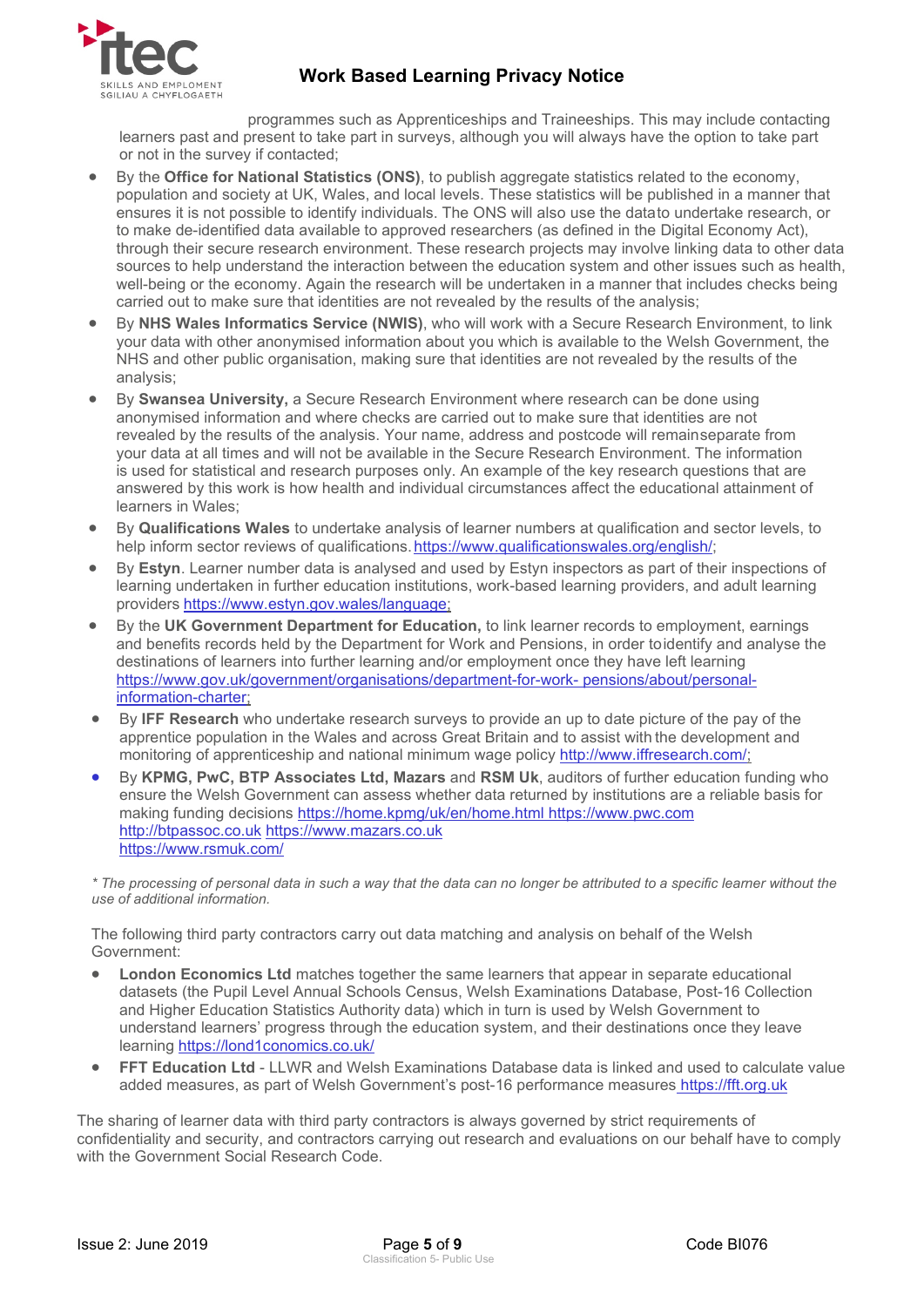programmes such as Apprenticeships and Traineeships. This may include contacting learners past and present to take part in surveys, although you will always have the option to take part or not in the survey if contacted;

- By the **Office for National Statistics (ONS)**, to publish aggregate statistics related to the economy, population and society at UK, Wales, and local levels. These statistics will be published in a manner that ensures it is not possible to identify individuals. The ONS will also use the datato undertake research, or to make de-identified data available to approved researchers (as defined in the Digital Economy Act), through their secure research environment. These research projects may involve linking data to other data sources to help understand the interaction between the education system and other issues such as health, well-being or the economy. Again the research will be undertaken in a manner that includes checks being carried out to make sure that identities are not revealed by the results of the analysis;
- By **NHS Wales Informatics Service (NWIS)**, who will work with a Secure Research Environment, to link your data with other anonymised information about you which is available to the Welsh Government, the NHS and other public organisation, making sure that identities are not revealed by the results of the analysis;
- By **Swansea University,** a Secure Research Environment where research can be done using anonymised information and where checks are carried out to make sure that identities are not revealed by the results of the analysis. Your name, address and postcode will remainseparate from your data at all times and will not be available in the Secure Research Environment. The information is used for statistical and research purposes only. An example of the key research questions that are answered by this work is how health and individual circumstances affect the educational attainment of learners in Wales;
- By **Qualifications Wales** to undertake analysis of learner numbers at qualification and sector levels, to help inform sector reviews of qualifications. https://www.qualificationswales.org/english/;
- By **Estyn**. Learner number data is analysed and used by Estyn inspectors as part of their inspections of learning undertaken in further education institutions, work-based learning providers, and adult learning providers https://www.estyn.gov.wales/language;
- By the **UK Government Department for Education,** to link learner records to employment, earnings and benefits records held by the Department for Work and Pensions, in order toidentify and analyse the destinations of learners into further learning and/or employment once they have left learning https://www.gov.uk/government/organisations/department-for-work- pensions/about/personal-information-charter;
- By **IFF Research** who undertake research surveys to provide an up to date picture of the pay of the apprentice population in the Wales and across Great Britain and to assist with the development and monitoring of apprenticeship and national minimum wage policy http://www.iffresearch.com/;
- By **KPMG, PwC, BTP Associates Ltd, Mazars** and **RSM Uk**, auditors of further education funding who ensure the Welsh Government can assess whether data returned by institutions are a reliable basis for making funding decisions https://home.kpmg/uk/en/home.html https://www.pwc.com http://btpassoc.co.uk https://www.mazars.co.uk https://www.rsmuk.com/

*\* The processing of personal data in such a way that the data can no longer be attributed to a specific learner without the use of additional information.*

The following third party contractors carry out data matching and analysis on behalf of the Welsh Government:

- **London Economics Ltd** matches together the same learners that appear in separate educational datasets (the Pupil Level Annual Schools Census, Welsh Examinations Database, Post-16 Collection and Higher Education Statistics Authority data) which in turn is used by Welsh Government to understand learners' progress through the education system, and their destinations once they leave learning https://lond1conomics.co.uk/
- **FFT Education Ltd** - LLWR and Welsh Examinations Database data is linked and used to calculate value added measures, as part of Welsh Government's post-16 performance measures https://fft.org.uk

The sharing of learner data with third party contractors is always governed by strict requirements of confidentiality and security, and contractors carrying out research and evaluations on our behalf have to comply with the Government Social Research Code.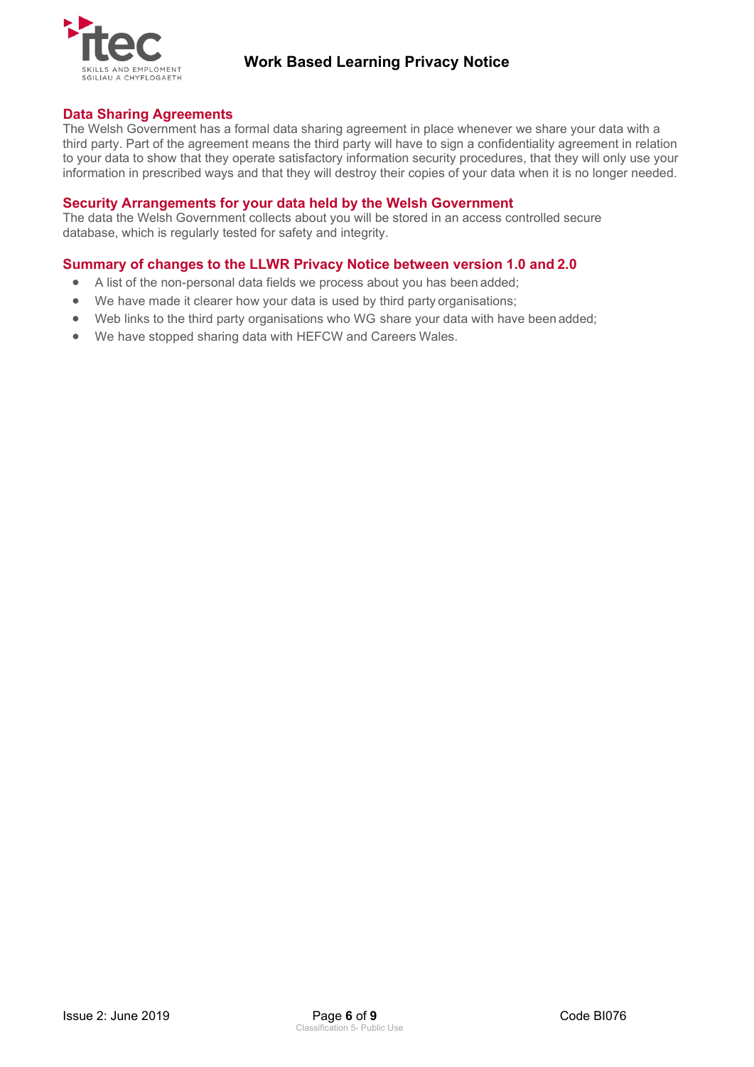## Data Sharing Agreements

The Welsh Government has a formal data sharing agreement in place whenever we share your data with a third party. Part of the agreement means the third party will have to sign a confidentiality agreement in relation to your data to show that they operate satisfactory information security procedures, that they will only use your information in prescribed ways and that they will destroy their copies of your data when it is no longer needed.

## Security Arrangements for your data held by the Welsh Government

The data the Welsh Government collects about you will be stored in an access controlled secure database, which is regularly tested for safety and integrity.

## Summary of changes to the LLWR Privacy Notice between version 1.0 and 2.0

- A list of the non-personal data fields we process about you has been added;
- We have made it clearer how your data is used by third party organisations;
- Web links to the third party organisations who WG share your data with have been added;
- We have stopped sharing data with HEFCW and Careers Wales.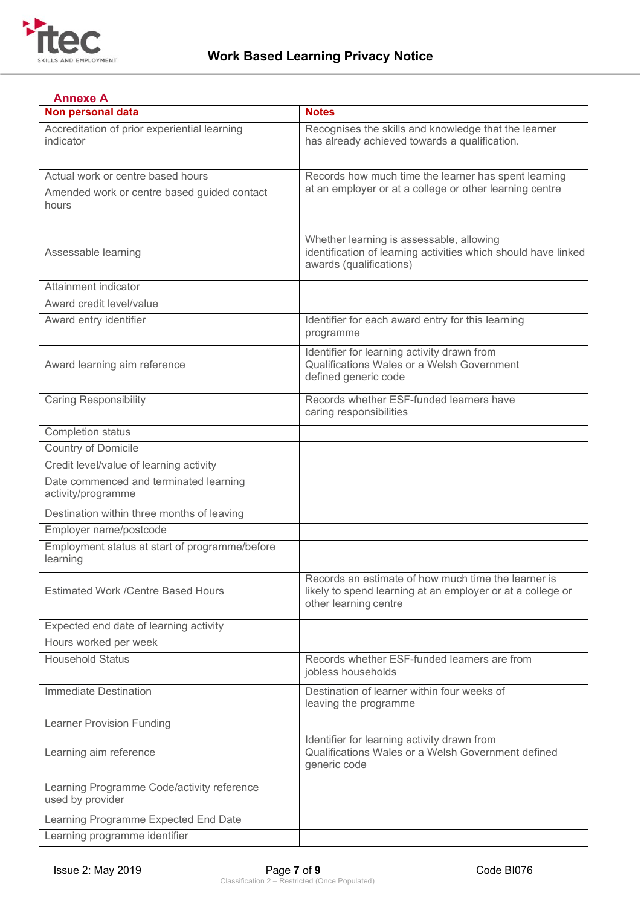## Annexe A

| Non personal data | Notes |
|---|---|
| Accreditation of prior experiential learning indicator | Recognises the skills and knowledge that the learner has already achieved towards a qualification. |
| Actual work or centre based hours | Records how much time the learner has spent learning at an employer or at a college or other learning centre |
| Amended work or centre based guided contact hours | |
| Assessable learning | Whether learning is assessable, allowing identification of learning activities which should have linked awards (qualifications) |
| Attainment indicator | |
| Award credit level/value | |
| Award entry identifier | Identifier for each award entry for this learning programme |
| Award learning aim reference | Identifier for learning activity drawn from Qualifications Wales or a Welsh Government defined generic code |
| Caring Responsibility | Records whether ESF-funded learners have caring responsibilities |
| Completion status | |
| Country of Domicile | |
| Credit level/value of learning activity | |
| Date commenced and terminated learning activity/programme | |
| Destination within three months of leaving | |
| Employer name/postcode | |
| Employment status at start of programme/before learning | |
| Estimated Work /Centre Based Hours | Records an estimate of how much time the learner is likely to spend learning at an employer or at a college or other learning centre |
| Expected end date of learning activity | |
| Hours worked per week | |
| Household Status | Records whether ESF-funded learners are from jobless households |
| Immediate Destination | Destination of learner within four weeks of leaving the programme |
| Learner Provision Funding | |
| Learning aim reference | Identifier for learning activity drawn from Qualifications Wales or a Welsh Government defined generic code |
| Learning Programme Code/activity reference used by provider | |
| Learning Programme Expected End Date | |
| Learning programme identifier | |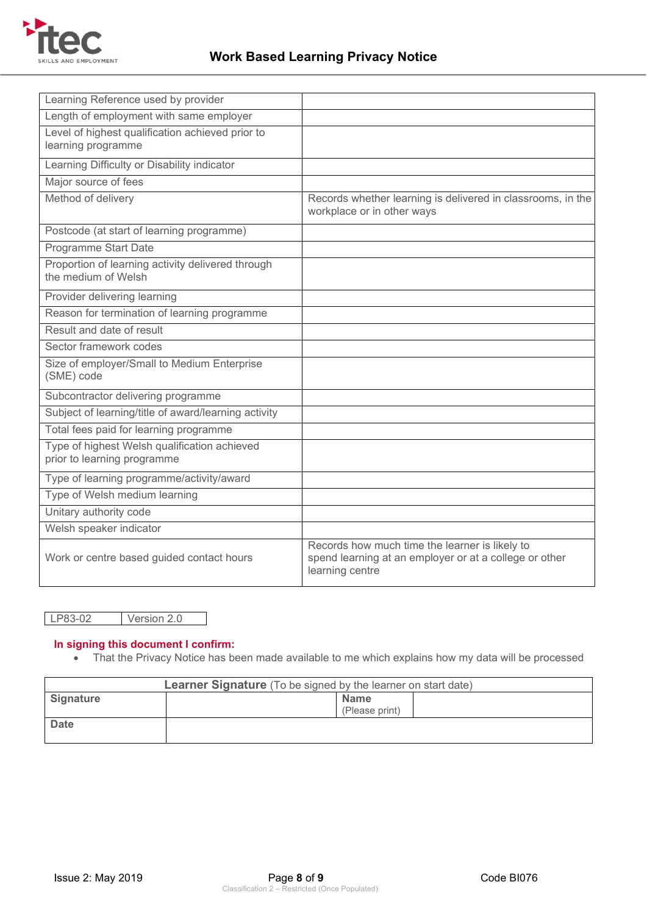| Learning Reference used by provider | |
|---|---|
| Length of employment with same employer | |
| Level of highest qualification achieved prior to learning programme | |
| Learning Difficulty or Disability indicator | |
| Major source of fees | |
| Method of delivery | Records whether learning is delivered in classrooms, in the workplace or in other ways |
| Postcode (at start of learning programme) | |
| Programme Start Date | |
| Proportion of learning activity delivered through the medium of Welsh | |
| Provider delivering learning | |
| Reason for termination of learning programme | |
| Result and date of result | |
| Sector framework codes | |
| Size of employer/Small to Medium Enterprise (SME) code | |
| Subcontractor delivering programme | |
| Subject of learning/title of award/learning activity | |
| Total fees paid for learning programme | |
| Type of highest Welsh qualification achieved prior to learning programme | |
| Type of learning programme/activity/award | |
| Type of Welsh medium learning | |
| Unitary authority code | |
| Welsh speaker indicator | |
| Work or centre based guided contact hours | Records how much time the learner is likely to spend learning at an employer or at a college or other learning centre |

| LP83-02 | Version 2.0 |
|---|---|

**In signing this document I confirm:**

- That the Privacy Notice has been made available to me which explains how my data will be processed

| **Learner Signature** (To be signed by the learner on start date) | | | |
|---|---|---|---|
| **Signature** | | **Name** (Please print) | |
| **Date** | | | |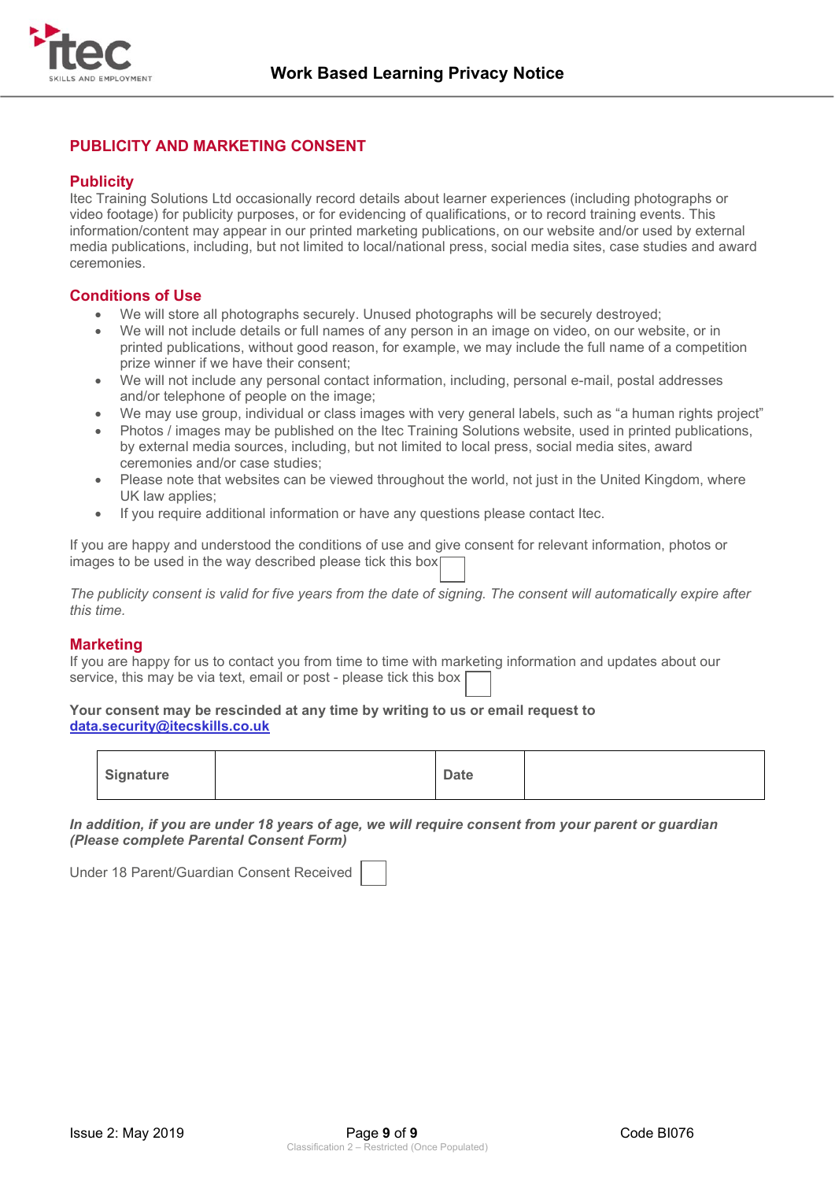## PUBLICITY AND MARKETING CONSENT

### Publicity

Itec Training Solutions Ltd occasionally record details about learner experiences (including photographs or video footage) for publicity purposes, or for evidencing of qualifications, or to record training events. This information/content may appear in our printed marketing publications, on our website and/or used by external media publications, including, but not limited to local/national press, social media sites, case studies and award ceremonies.

### Conditions of Use

- We will store all photographs securely. Unused photographs will be securely destroyed;
- We will not include details or full names of any person in an image on video, on our website, or in printed publications, without good reason, for example, we may include the full name of a competition prize winner if we have their consent;
- We will not include any personal contact information, including, personal e-mail, postal addresses and/or telephone of people on the image;
- We may use group, individual or class images with very general labels, such as "a human rights project"
- Photos / images may be published on the Itec Training Solutions website, used in printed publications, by external media sources, including, but not limited to local press, social media sites, award ceremonies and/or case studies;
- Please note that websites can be viewed throughout the world, not just in the United Kingdom, where UK law applies;
- If you require additional information or have any questions please contact Itec.

If you are happy and understood the conditions of use and give consent for relevant information, photos or images to be used in the way described please tick this box ☐

*The publicity consent is valid for five years from the date of signing. The consent will automatically expire after this time.*

### Marketing

If you are happy for us to contact you from time to time with marketing information and updates about our service, this may be via text, email or post - please tick this box ☐

**Your consent may be rescinded at any time by writing to us or email request to [data.security@itecskills.co.uk](mailto:data.security@itecskills.co.uk)**

| | | | |
|---|---|---|---|
| **Signature** | | **Date** | |

***In addition, if you are under 18 years of age, we will require consent from your parent or guardian (Please complete Parental Consent Form)***

Under 18 Parent/Guardian Consent Received ☐